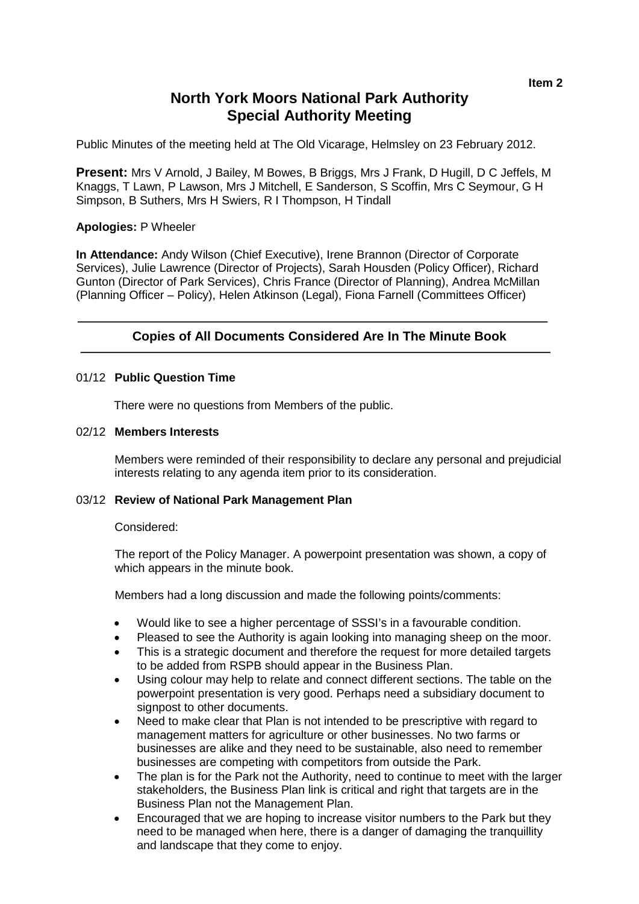Item 2

# North York Moors National Park Authority
## Special Authority Meeting

Public Minutes of the meeting held at The Old Vicarage, Helmsley on 23 February 2012.

**Present:** Mrs V Arnold, J Bailey, M Bowes, B Briggs, Mrs J Frank, D Hugill, D C Jeffels, M Knaggs, T Lawn, P Lawson, Mrs J Mitchell, E Sanderson, S Scoffin, Mrs C Seymour, G H Simpson, B Suthers, Mrs H Swiers, R I Thompson, H Tindall

**Apologies:** P Wheeler

**In Attendance:** Andy Wilson (Chief Executive), Irene Brannon (Director of Corporate Services), Julie Lawrence (Director of Projects), Sarah Housden (Policy Officer), Richard Gunton (Director of Park Services), Chris France (Director of Planning), Andrea McMillan (Planning Officer – Policy), Helen Atkinson (Legal), Fiona Farnell (Committees Officer)

---

**Copies of All Documents Considered Are In The Minute Book**

---

01/12 **Public Question Time**

There were no questions from Members of the public.

02/12 **Members Interests**

Members were reminded of their responsibility to declare any personal and prejudicial interests relating to any agenda item prior to its consideration.

03/12 **Review of National Park Management Plan**

Considered:

The report of the Policy Manager. A powerpoint presentation was shown, a copy of which appears in the minute book.

Members had a long discussion and made the following points/comments:

- Would like to see a higher percentage of SSSI's in a favourable condition.
- Pleased to see the Authority is again looking into managing sheep on the moor.
- This is a strategic document and therefore the request for more detailed targets to be added from RSPB should appear in the Business Plan.
- Using colour may help to relate and connect different sections. The table on the powerpoint presentation is very good. Perhaps need a subsidiary document to signpost to other documents.
- Need to make clear that Plan is not intended to be prescriptive with regard to management matters for agriculture or other businesses. No two farms or businesses are alike and they need to be sustainable, also need to remember businesses are competing with competitors from outside the Park.
- The plan is for the Park not the Authority, need to continue to meet with the larger stakeholders, the Business Plan link is critical and right that targets are in the Business Plan not the Management Plan.
- Encouraged that we are hoping to increase visitor numbers to the Park but they need to be managed when here, there is a danger of damaging the tranquillity and landscape that they come to enjoy.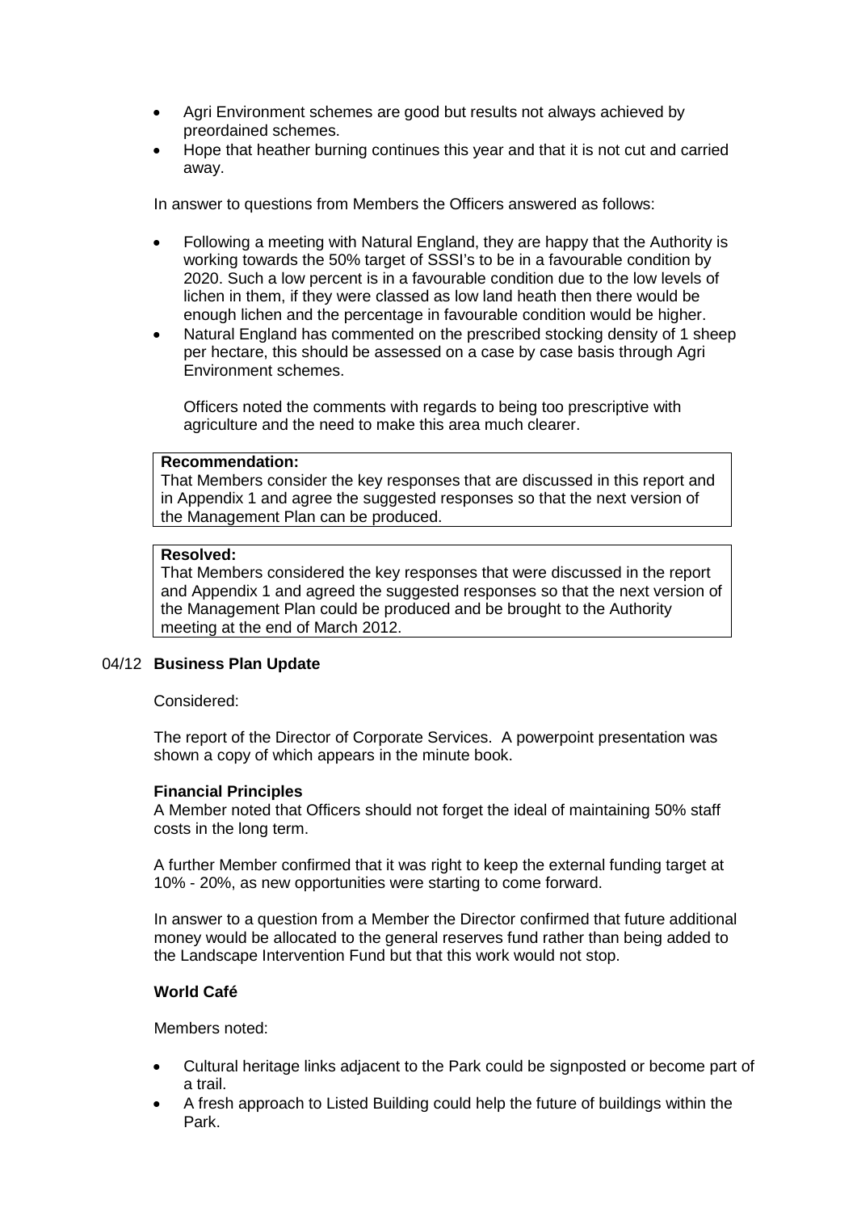- Agri Environment schemes are good but results not always achieved by preordained schemes.
- Hope that heather burning continues this year and that it is not cut and carried away.

In answer to questions from Members the Officers answered as follows:

- Following a meeting with Natural England, they are happy that the Authority is working towards the 50% target of SSSI's to be in a favourable condition by 2020. Such a low percent is in a favourable condition due to the low levels of lichen in them, if they were classed as low land heath then there would be enough lichen and the percentage in favourable condition would be higher.
- Natural England has commented on the prescribed stocking density of 1 sheep per hectare, this should be assessed on a case by case basis through Agri Environment schemes.

  Officers noted the comments with regards to being too prescriptive with agriculture and the need to make this area much clearer.

**Recommendation:**
That Members consider the key responses that are discussed in this report and in Appendix 1 and agree the suggested responses so that the next version of the Management Plan can be produced.

**Resolved:**
That Members considered the key responses that were discussed in the report and Appendix 1 and agreed the suggested responses so that the next version of the Management Plan could be produced and be brought to the Authority meeting at the end of March 2012.

## 04/12 Business Plan Update

Considered:

The report of the Director of Corporate Services. A powerpoint presentation was shown a copy of which appears in the minute book.

**Financial Principles**
A Member noted that Officers should not forget the ideal of maintaining 50% staff costs in the long term.

A further Member confirmed that it was right to keep the external funding target at 10% - 20%, as new opportunities were starting to come forward.

In answer to a question from a Member the Director confirmed that future additional money would be allocated to the general reserves fund rather than being added to the Landscape Intervention Fund but that this work would not stop.

**World Café**

Members noted:

- Cultural heritage links adjacent to the Park could be signposted or become part of a trail.
- A fresh approach to Listed Building could help the future of buildings within the Park.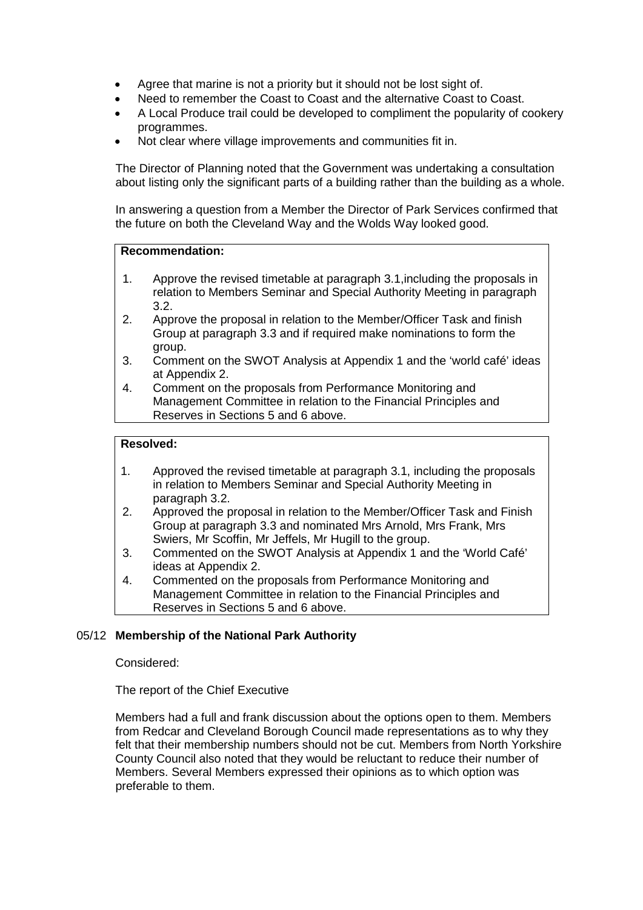- Agree that marine is not a priority but it should not be lost sight of.
- Need to remember the Coast to Coast and the alternative Coast to Coast.
- A Local Produce trail could be developed to compliment the popularity of cookery programmes.
- Not clear where village improvements and communities fit in.

The Director of Planning noted that the Government was undertaking a consultation about listing only the significant parts of a building rather than the building as a whole.

In answering a question from a Member the Director of Park Services confirmed that the future on both the Cleveland Way and the Wolds Way looked good.

**Recommendation:**

1. Approve the revised timetable at paragraph 3.1,including the proposals in relation to Members Seminar and Special Authority Meeting in paragraph 3.2.
2. Approve the proposal in relation to the Member/Officer Task and finish Group at paragraph 3.3 and if required make nominations to form the group.
3. Comment on the SWOT Analysis at Appendix 1 and the 'world café' ideas at Appendix 2.
4. Comment on the proposals from Performance Monitoring and Management Committee in relation to the Financial Principles and Reserves in Sections 5 and 6 above.

**Resolved:**

1. Approved the revised timetable at paragraph 3.1, including the proposals in relation to Members Seminar and Special Authority Meeting in paragraph 3.2.
2. Approved the proposal in relation to the Member/Officer Task and Finish Group at paragraph 3.3 and nominated Mrs Arnold, Mrs Frank, Mrs Swiers, Mr Scoffin, Mr Jeffels, Mr Hugill to the group.
3. Commented on the SWOT Analysis at Appendix 1 and the 'World Café' ideas at Appendix 2.
4. Commented on the proposals from Performance Monitoring and Management Committee in relation to the Financial Principles and Reserves in Sections 5 and 6 above.

## 05/12 Membership of the National Park Authority

Considered:

The report of the Chief Executive

Members had a full and frank discussion about the options open to them. Members from Redcar and Cleveland Borough Council made representations as to why they felt that their membership numbers should not be cut. Members from North Yorkshire County Council also noted that they would be reluctant to reduce their number of Members. Several Members expressed their opinions as to which option was preferable to them.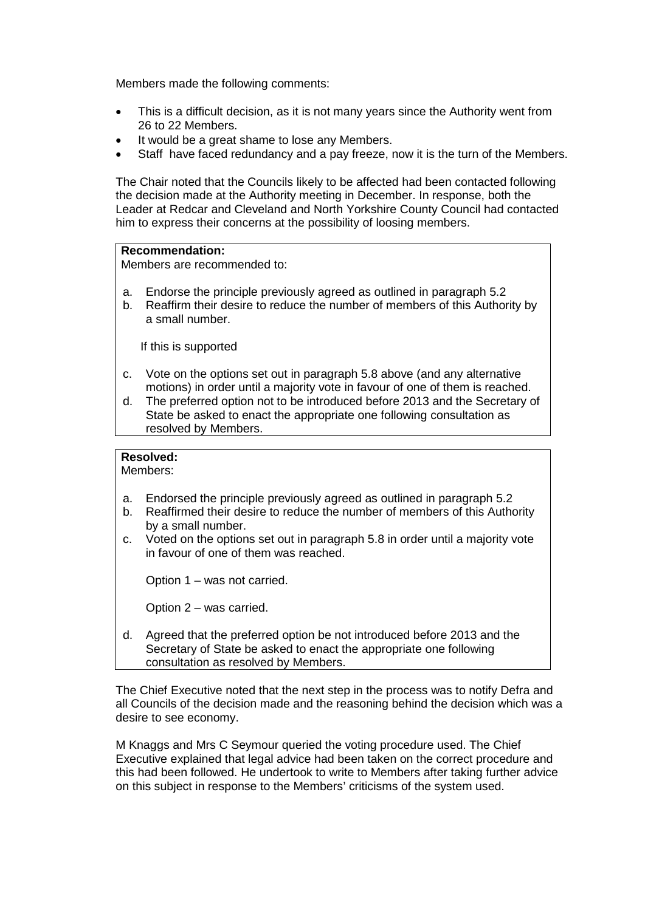Members made the following comments:

- This is a difficult decision, as it is not many years since the Authority went from 26 to 22 Members.
- It would be a great shame to lose any Members.
- Staff have faced redundancy and a pay freeze, now it is the turn of the Members.

The Chair noted that the Councils likely to be affected had been contacted following the decision made at the Authority meeting in December. In response, both the Leader at Redcar and Cleveland and North Yorkshire County Council had contacted him to express their concerns at the possibility of loosing members.

**Recommendation:**
Members are recommended to:

a. Endorse the principle previously agreed as outlined in paragraph 5.2
b. Reaffirm their desire to reduce the number of members of this Authority by a small number.

If this is supported

c. Vote on the options set out in paragraph 5.8 above (and any alternative motions) in order until a majority vote in favour of one of them is reached.
d. The preferred option not to be introduced before 2013 and the Secretary of State be asked to enact the appropriate one following consultation as resolved by Members.

**Resolved:**
Members:

a. Endorsed the principle previously agreed as outlined in paragraph 5.2
b. Reaffirmed their desire to reduce the number of members of this Authority by a small number.
c. Voted on the options set out in paragraph 5.8 in order until a majority vote in favour of one of them was reached.

   Option 1 – was not carried.

   Option 2 – was carried.

d. Agreed that the preferred option be not introduced before 2013 and the Secretary of State be asked to enact the appropriate one following consultation as resolved by Members.

The Chief Executive noted that the next step in the process was to notify Defra and all Councils of the decision made and the reasoning behind the decision which was a desire to see economy.

M Knaggs and Mrs C Seymour queried the voting procedure used. The Chief Executive explained that legal advice had been taken on the correct procedure and this had been followed. He undertook to write to Members after taking further advice on this subject in response to the Members' criticisms of the system used.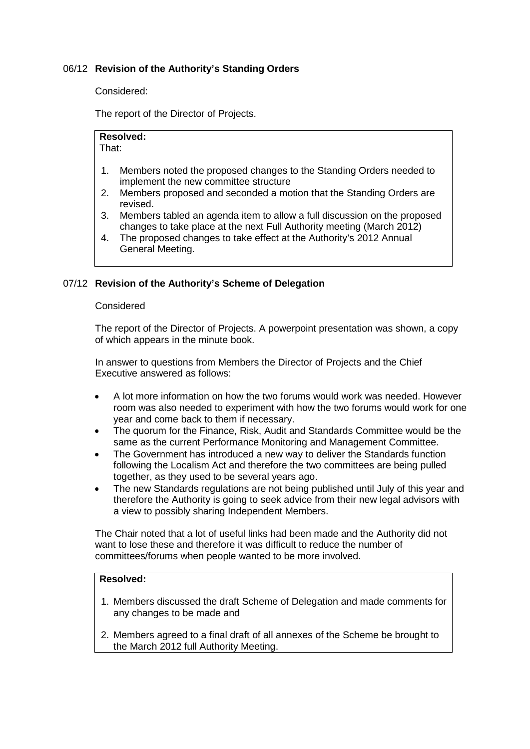### 06/12 **Revision of the Authority's Standing Orders**

Considered:

The report of the Director of Projects.

**Resolved:**
That:

1. Members noted the proposed changes to the Standing Orders needed to implement the new committee structure
2. Members proposed and seconded a motion that the Standing Orders are revised.
3. Members tabled an agenda item to allow a full discussion on the proposed changes to take place at the next Full Authority meeting (March 2012)
4. The proposed changes to take effect at the Authority's 2012 Annual General Meeting.

### 07/12 **Revision of the Authority's Scheme of Delegation**

Considered

The report of the Director of Projects. A powerpoint presentation was shown, a copy of which appears in the minute book.

In answer to questions from Members the Director of Projects and the Chief Executive answered as follows:

- A lot more information on how the two forums would work was needed. However room was also needed to experiment with how the two forums would work for one year and come back to them if necessary.
- The quorum for the Finance, Risk, Audit and Standards Committee would be the same as the current Performance Monitoring and Management Committee.
- The Government has introduced a new way to deliver the Standards function following the Localism Act and therefore the two committees are being pulled together, as they used to be several years ago.
- The new Standards regulations are not being published until July of this year and therefore the Authority is going to seek advice from their new legal advisors with a view to possibly sharing Independent Members.

The Chair noted that a lot of useful links had been made and the Authority did not want to lose these and therefore it was difficult to reduce the number of committees/forums when people wanted to be more involved.

**Resolved:**

1. Members discussed the draft Scheme of Delegation and made comments for any changes to be made and
2. Members agreed to a final draft of all annexes of the Scheme be brought to the March 2012 full Authority Meeting.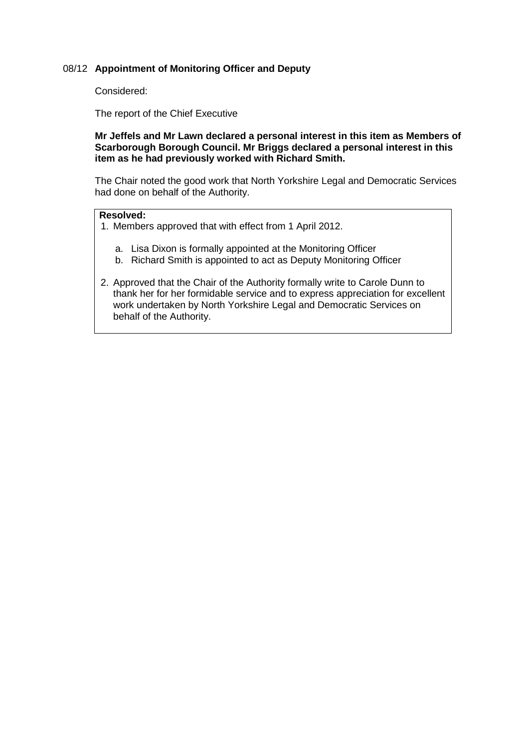08/12 **Appointment of Monitoring Officer and Deputy**

Considered:

The report of the Chief Executive

**Mr Jeffels and Mr Lawn declared a personal interest in this item as Members of Scarborough Borough Council. Mr Briggs declared a personal interest in this item as he had previously worked with Richard Smith.**

The Chair noted the good work that North Yorkshire Legal and Democratic Services had done on behalf of the Authority.

**Resolved:**

1. Members approved that with effect from 1 April 2012.

    a. Lisa Dixon is formally appointed at the Monitoring Officer
    b. Richard Smith is appointed to act as Deputy Monitoring Officer

2. Approved that the Chair of the Authority formally write to Carole Dunn to thank her for her formidable service and to express appreciation for excellent work undertaken by North Yorkshire Legal and Democratic Services on behalf of the Authority.